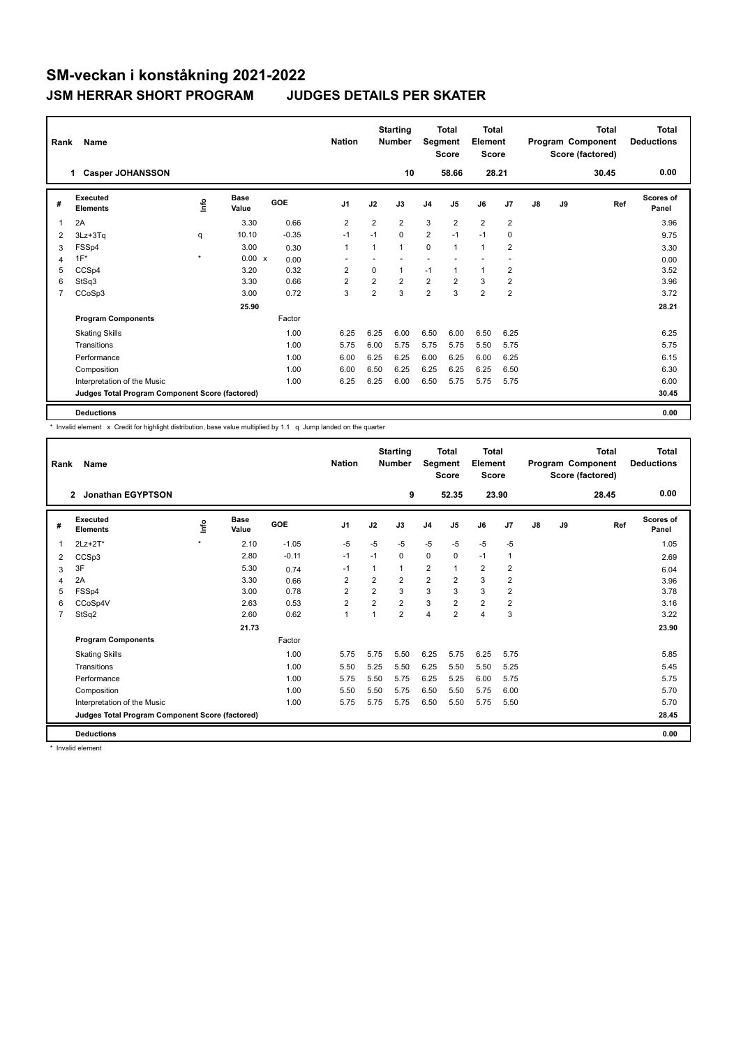# SM-veckan i konståkning 2021-2022

## JSM HERRAR SHORT PROGRAM JUDGES DETAILS PER SKATER

| Rank | Name | Nation | Starting Number | Total Segment Score | Total Element Score | Total Program Component Score (factored) | Total Deductions |
|---|---|---|---|---|---|---|---|
| 1 | Casper JOHANSSON | | 10 | 58.66 | 28.21 | 30.45 | 0.00 |

| # | Executed Elements | Info | Base Value | | GOE | J1 | J2 | J3 | J4 | J5 | J6 | J7 | J8 | J9 | Ref | Scores of Panel |
|---|---|---|---|---|---|---|---|---|---|---|---|---|---|---|---|---|
| 1 | 2A | | 3.30 | | 0.66 | 2 | 2 | 2 | 3 | 2 | 2 | 2 | | | | 3.96 |
| 2 | 3Lz+3Tq | q | 10.10 | | -0.35 | -1 | -1 | 0 | 2 | -1 | -1 | 0 | | | | 9.75 |
| 3 | FSSp4 | | 3.00 | | 0.30 | 1 | 1 | 1 | 0 | 1 | 1 | 2 | | | | 3.30 |
| 4 | 1F* | * | 0.00 | x | 0.00 | - | - | - | - | - | - | - | | | | 0.00 |
| 5 | CCSp4 | | 3.20 | | 0.32 | 2 | 0 | 1 | -1 | 1 | 1 | 2 | | | | 3.52 |
| 6 | StSq3 | | 3.30 | | 0.66 | 2 | 2 | 2 | 2 | 2 | 3 | 2 | | | | 3.96 |
| 7 | CCoSp3 | | 3.00 | | 0.72 | 3 | 2 | 3 | 2 | 3 | 2 | 2 | | | | 3.72 |
| | | | 25.90 | | | | | | | | | | | | | 28.21 |
| | **Program Components** | | | | Factor | | | | | | | | | | | |
| | Skating Skills | | | | 1.00 | 6.25 | 6.25 | 6.00 | 6.50 | 6.00 | 6.50 | 6.25 | | | | 6.25 |
| | Transitions | | | | 1.00 | 5.75 | 6.00 | 5.75 | 5.75 | 5.75 | 5.50 | 5.75 | | | | 5.75 |
| | Performance | | | | 1.00 | 6.00 | 6.25 | 6.25 | 6.00 | 6.25 | 6.00 | 6.25 | | | | 6.15 |
| | Composition | | | | 1.00 | 6.00 | 6.50 | 6.25 | 6.25 | 6.25 | 6.25 | 6.50 | | | | 6.30 |
| | Interpretation of the Music | | | | 1.00 | 6.25 | 6.25 | 6.00 | 6.50 | 5.75 | 5.75 | 5.75 | | | | 6.00 |
| | **Judges Total Program Component Score (factored)** | | | | | | | | | | | | | | | 30.45 |
| | **Deductions** | | | | | | | | | | | | | | | 0.00 |

\* Invalid element x Credit for highlight distribution, base value multiplied by 1.1 q Jump landed on the quarter

| Rank | Name | Nation | Starting Number | Total Segment Score | Total Element Score | Total Program Component Score (factored) | Total Deductions |
|---|---|---|---|---|---|---|---|
| 2 | Jonathan EGYPTSON | | 9 | 52.35 | 23.90 | 28.45 | 0.00 |

| # | Executed Elements | Info | Base Value | GOE | J1 | J2 | J3 | J4 | J5 | J6 | J7 | J8 | J9 | Ref | Scores of Panel |
|---|---|---|---|---|---|---|---|---|---|---|---|---|---|---|---|
| 1 | 2Lz+2T* | * | 2.10 | -1.05 | -5 | -5 | -5 | -5 | -5 | -5 | -5 | | | | 1.05 |
| 2 | CCSp3 | | 2.80 | -0.11 | -1 | -1 | 0 | 0 | 0 | -1 | 1 | | | | 2.69 |
| 3 | 3F | | 5.30 | 0.74 | -1 | 1 | 1 | 2 | 1 | 2 | 2 | | | | 6.04 |
| 4 | 2A | | 3.30 | 0.66 | 2 | 2 | 2 | 2 | 2 | 3 | 2 | | | | 3.96 |
| 5 | FSSp4 | | 3.00 | 0.78 | 2 | 2 | 3 | 3 | 3 | 3 | 2 | | | | 3.78 |
| 6 | CCoSp4V | | 2.63 | 0.53 | 2 | 2 | 2 | 3 | 2 | 2 | 2 | | | | 3.16 |
| 7 | StSq2 | | 2.60 | 0.62 | 1 | 1 | 2 | 4 | 2 | 4 | 3 | | | | 3.22 |
| | | | 21.73 | | | | | | | | | | | | 23.90 |
| | **Program Components** | | | Factor | | | | | | | | | | | |
| | Skating Skills | | | 1.00 | 5.75 | 5.75 | 5.50 | 6.25 | 5.75 | 6.25 | 5.75 | | | | 5.85 |
| | Transitions | | | 1.00 | 5.50 | 5.25 | 5.50 | 6.25 | 5.50 | 5.50 | 5.25 | | | | 5.45 |
| | Performance | | | 1.00 | 5.75 | 5.50 | 5.75 | 6.25 | 5.25 | 6.00 | 5.75 | | | | 5.75 |
| | Composition | | | 1.00 | 5.50 | 5.50 | 5.75 | 6.50 | 5.50 | 5.75 | 6.00 | | | | 5.70 |
| | Interpretation of the Music | | | 1.00 | 5.75 | 5.75 | 5.75 | 6.50 | 5.50 | 5.75 | 5.50 | | | | 5.70 |
| | **Judges Total Program Component Score (factored)** | | | | | | | | | | | | | | 28.45 |
| | **Deductions** | | | | | | | | | | | | | | 0.00 |

\* Invalid element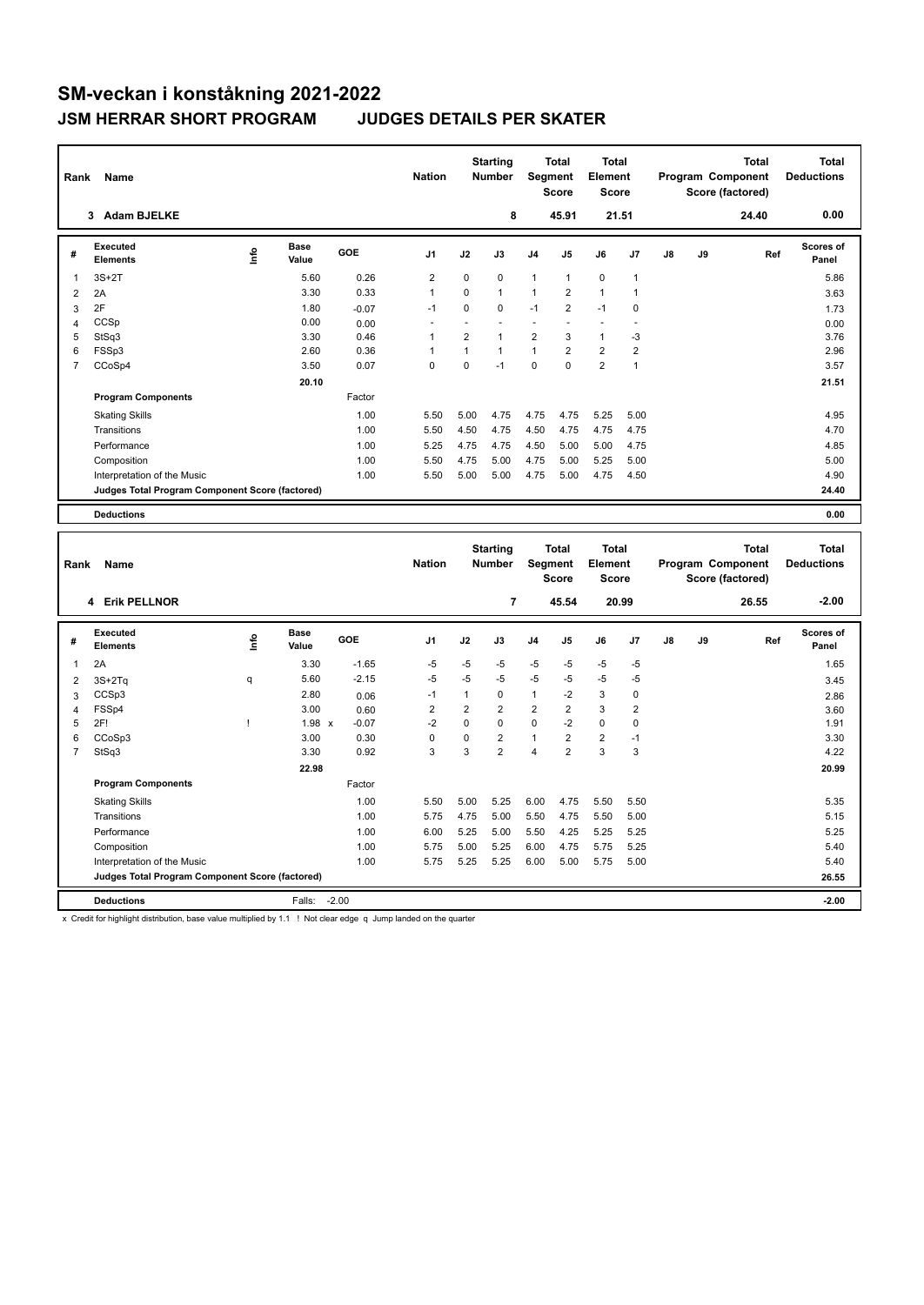# SM-veckan i konståkning 2021-2022

## JSM HERRAR SHORT PROGRAM JUDGES DETAILS PER SKATER

| Rank | Name | Nation | Starting Number | Total Segment Score | Total Element Score | Total Program Component Score (factored) | Total Deductions |
|---|---|---|---|---|---|---|---|
| 3 | Adam BJELKE | | 8 | 45.91 | 21.51 | 24.40 | 0.00 |

| # | Executed Elements | Info | Base Value | GOE | J1 | J2 | J3 | J4 | J5 | J6 | J7 | J8 | J9 | Ref | Scores of Panel |
|---|---|---|---|---|---|---|---|---|---|---|---|---|---|---|---|
| 1 | 3S+2T | | 5.60 | 0.26 | 2 | 0 | 0 | 1 | 1 | 0 | 1 | | | | 5.86 |
| 2 | 2A | | 3.30 | 0.33 | 1 | 0 | 1 | 1 | 2 | 1 | 1 | | | | 3.63 |
| 3 | 2F | | 1.80 | -0.07 | -1 | 0 | 0 | -1 | 2 | -1 | 0 | | | | 1.73 |
| 4 | CCSp | | 0.00 | 0.00 | - | - | - | - | - | - | - | | | | 0.00 |
| 5 | StSq3 | | 3.30 | 0.46 | 1 | 2 | 1 | 2 | 3 | 1 | -3 | | | | 3.76 |
| 6 | FSSp3 | | 2.60 | 0.36 | 1 | 1 | 1 | 1 | 2 | 2 | 2 | | | | 2.96 |
| 7 | CCoSp4 | | 3.50 | 0.07 | 0 | 0 | -1 | 0 | 0 | 2 | 1 | | | | 3.57 |
| | | | 20.10 | | | | | | | | | | | | 21.51 |
| | **Program Components** | | | Factor | | | | | | | | | | | |
| | Skating Skills | | | 1.00 | 5.50 | 5.00 | 4.75 | 4.75 | 4.75 | 5.25 | 5.00 | | | | 4.95 |
| | Transitions | | | 1.00 | 5.50 | 4.50 | 4.75 | 4.50 | 4.75 | 4.75 | 4.75 | | | | 4.70 |
| | Performance | | | 1.00 | 5.25 | 4.75 | 4.75 | 4.50 | 5.00 | 5.00 | 4.75 | | | | 4.85 |
| | Composition | | | 1.00 | 5.50 | 4.75 | 5.00 | 4.75 | 5.00 | 5.25 | 5.00 | | | | 5.00 |
| | Interpretation of the Music | | | 1.00 | 5.50 | 5.00 | 5.00 | 4.75 | 5.00 | 4.75 | 4.50 | | | | 4.90 |
| | **Judges Total Program Component Score (factored)** | | | | | | | | | | | | | | 24.40 |
| | **Deductions** | | | | | | | | | | | | | | 0.00 |

| Rank | Name | Nation | Starting Number | Total Segment Score | Total Element Score | Total Program Component Score (factored) | Total Deductions |
|---|---|---|---|---|---|---|---|
| 4 | Erik PELLNOR | | 7 | 45.54 | 20.99 | 26.55 | -2.00 |

| # | Executed Elements | Info | Base Value | GOE | J1 | J2 | J3 | J4 | J5 | J6 | J7 | J8 | J9 | Ref | Scores of Panel |
|---|---|---|---|---|---|---|---|---|---|---|---|---|---|---|---|
| 1 | 2A | | 3.30 | -1.65 | -5 | -5 | -5 | -5 | -5 | -5 | -5 | | | | 1.65 |
| 2 | 3S+2Tq | q | 5.60 | -2.15 | -5 | -5 | -5 | -5 | -5 | -5 | -5 | | | | 3.45 |
| 3 | CCSp3 | | 2.80 | 0.06 | -1 | 1 | 0 | 1 | -2 | 3 | 0 | | | | 2.86 |
| 4 | FSSp4 | | 3.00 | 0.60 | 2 | 2 | 2 | 2 | 2 | 3 | 2 | | | | 3.60 |
| 5 | 2F! | ! | 1.98 x | -0.07 | -2 | 0 | 0 | 0 | -2 | 0 | 0 | | | | 1.91 |
| 6 | CCoSp3 | | 3.00 | 0.30 | 0 | 0 | 2 | 1 | 2 | 2 | -1 | | | | 3.30 |
| 7 | StSq3 | | 3.30 | 0.92 | 3 | 3 | 2 | 4 | 2 | 3 | 3 | | | | 4.22 |
| | | | 22.98 | | | | | | | | | | | | 20.99 |
| | **Program Components** | | | Factor | | | | | | | | | | | |
| | Skating Skills | | | 1.00 | 5.50 | 5.00 | 5.25 | 6.00 | 4.75 | 5.50 | 5.50 | | | | 5.35 |
| | Transitions | | | 1.00 | 5.75 | 4.75 | 5.00 | 5.50 | 4.75 | 5.50 | 5.00 | | | | 5.15 |
| | Performance | | | 1.00 | 6.00 | 5.25 | 5.00 | 5.50 | 4.25 | 5.25 | 5.25 | | | | 5.25 |
| | Composition | | | 1.00 | 5.75 | 5.00 | 5.25 | 6.00 | 4.75 | 5.75 | 5.25 | | | | 5.40 |
| | Interpretation of the Music | | | 1.00 | 5.75 | 5.25 | 5.25 | 6.00 | 5.00 | 5.75 | 5.00 | | | | 5.40 |
| | **Judges Total Program Component Score (factored)** | | | | | | | | | | | | | | 26.55 |
| | **Deductions** | | Falls: -2.00 | | | | | | | | | | | | -2.00 |

x Credit for highlight distribution, base value multiplied by 1.1 ! Not clear edge q Jump landed on the quarter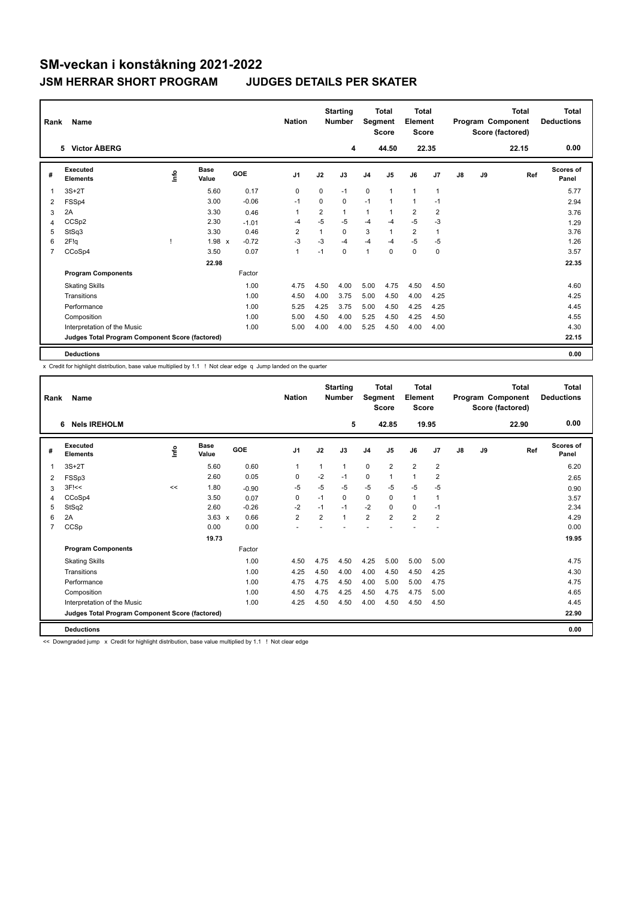# SM-veckan i konståkning 2021-2022

## JSM HERRAR SHORT PROGRAM JUDGES DETAILS PER SKATER

| Rank | Name | Nation | Starting Number | Total Segment Score | Total Element Score | Total Program Component Score (factored) | Total Deductions |
|---|---|---|---|---|---|---|---|
| 5 | Victor ÅBERG | | 4 | 44.50 | 22.35 | 22.15 | 0.00 |

| # | Executed Elements | Info | Base Value | | GOE | J1 | J2 | J3 | J4 | J5 | J6 | J7 | J8 | J9 | Ref | Scores of Panel |
|---|---|---|---|---|---|---|---|---|---|---|---|---|---|---|---|---|
| 1 | 3S+2T | | 5.60 | | 0.17 | 0 | 0 | -1 | 0 | 1 | 1 | 1 | | | | 5.77 |
| 2 | FSSp4 | | 3.00 | | -0.06 | -1 | 0 | 0 | -1 | 1 | 1 | -1 | | | | 2.94 |
| 3 | 2A | | 3.30 | | 0.46 | 1 | 2 | 1 | 1 | 1 | 2 | 2 | | | | 3.76 |
| 4 | CCSp2 | | 2.30 | | -1.01 | -4 | -5 | -5 | -4 | -4 | -5 | -3 | | | | 1.29 |
| 5 | StSq3 | | 3.30 | | 0.46 | 2 | 1 | 0 | 3 | 1 | 2 | 1 | | | | 3.76 |
| 6 | 2F!q | ! | 1.98 | x | -0.72 | -3 | -3 | -4 | -4 | -4 | -5 | -5 | | | | 1.26 |
| 7 | CCoSp4 | | 3.50 | | 0.07 | 1 | -1 | 0 | 1 | 0 | 0 | 0 | | | | 3.57 |
| | | | 22.98 | | | | | | | | | | | | | 22.35 |
| | **Program Components** | | | | Factor | | | | | | | | | | | |
| | Skating Skills | | | | 1.00 | 4.75 | 4.50 | 4.00 | 5.00 | 4.75 | 4.50 | 4.50 | | | | 4.60 |
| | Transitions | | | | 1.00 | 4.50 | 4.00 | 3.75 | 5.00 | 4.50 | 4.00 | 4.25 | | | | 4.25 |
| | Performance | | | | 1.00 | 5.25 | 4.25 | 3.75 | 5.00 | 4.50 | 4.25 | 4.25 | | | | 4.45 |
| | Composition | | | | 1.00 | 5.00 | 4.50 | 4.00 | 5.25 | 4.50 | 4.25 | 4.50 | | | | 4.55 |
| | Interpretation of the Music | | | | 1.00 | 5.00 | 4.00 | 4.00 | 5.25 | 4.50 | 4.00 | 4.00 | | | | 4.30 |
| | **Judges Total Program Component Score (factored)** | | | | | | | | | | | | | | | 22.15 |
| | **Deductions** | | | | | | | | | | | | | | | 0.00 |

x Credit for highlight distribution, base value multiplied by 1.1 ! Not clear edge q Jump landed on the quarter

| Rank | Name | Nation | Starting Number | Total Segment Score | Total Element Score | Total Program Component Score (factored) | Total Deductions |
|---|---|---|---|---|---|---|---|
| 6 | Nels IREHOLM | | 5 | 42.85 | 19.95 | 22.90 | 0.00 |

| # | Executed Elements | Info | Base Value | | GOE | J1 | J2 | J3 | J4 | J5 | J6 | J7 | J8 | J9 | Ref | Scores of Panel |
|---|---|---|---|---|---|---|---|---|---|---|---|---|---|---|---|---|
| 1 | 3S+2T | | 5.60 | | 0.60 | 1 | 1 | 1 | 0 | 2 | 2 | 2 | | | | 6.20 |
| 2 | FSSp3 | | 2.60 | | 0.05 | 0 | -2 | -1 | 0 | 1 | 1 | 2 | | | | 2.65 |
| 3 | 3F!<< | << | 1.80 | | -0.90 | -5 | -5 | -5 | -5 | -5 | -5 | -5 | | | | 0.90 |
| 4 | CCoSp4 | | 3.50 | | 0.07 | 0 | -1 | 0 | 0 | 0 | 1 | 1 | | | | 3.57 |
| 5 | StSq2 | | 2.60 | | -0.26 | -2 | -1 | -1 | -2 | 0 | 0 | -1 | | | | 2.34 |
| 6 | 2A | | 3.63 | x | 0.66 | 2 | 2 | 1 | 2 | 2 | 2 | 2 | | | | 4.29 |
| 7 | CCSp | | 0.00 | | 0.00 | - | - | - | - | - | - | - | | | | 0.00 |
| | | | 19.73 | | | | | | | | | | | | | 19.95 |
| | **Program Components** | | | | Factor | | | | | | | | | | | |
| | Skating Skills | | | | 1.00 | 4.50 | 4.75 | 4.50 | 4.25 | 5.00 | 5.00 | 5.00 | | | | 4.75 |
| | Transitions | | | | 1.00 | 4.25 | 4.50 | 4.00 | 4.00 | 4.50 | 4.50 | 4.25 | | | | 4.30 |
| | Performance | | | | 1.00 | 4.75 | 4.75 | 4.50 | 4.00 | 5.00 | 5.00 | 4.75 | | | | 4.75 |
| | Composition | | | | 1.00 | 4.50 | 4.75 | 4.25 | 4.50 | 4.75 | 4.75 | 5.00 | | | | 4.65 |
| | Interpretation of the Music | | | | 1.00 | 4.25 | 4.50 | 4.50 | 4.00 | 4.50 | 4.50 | 4.50 | | | | 4.45 |
| | **Judges Total Program Component Score (factored)** | | | | | | | | | | | | | | | 22.90 |
| | **Deductions** | | | | | | | | | | | | | | | 0.00 |

<< Downgraded jump x Credit for highlight distribution, base value multiplied by 1.1 ! Not clear edge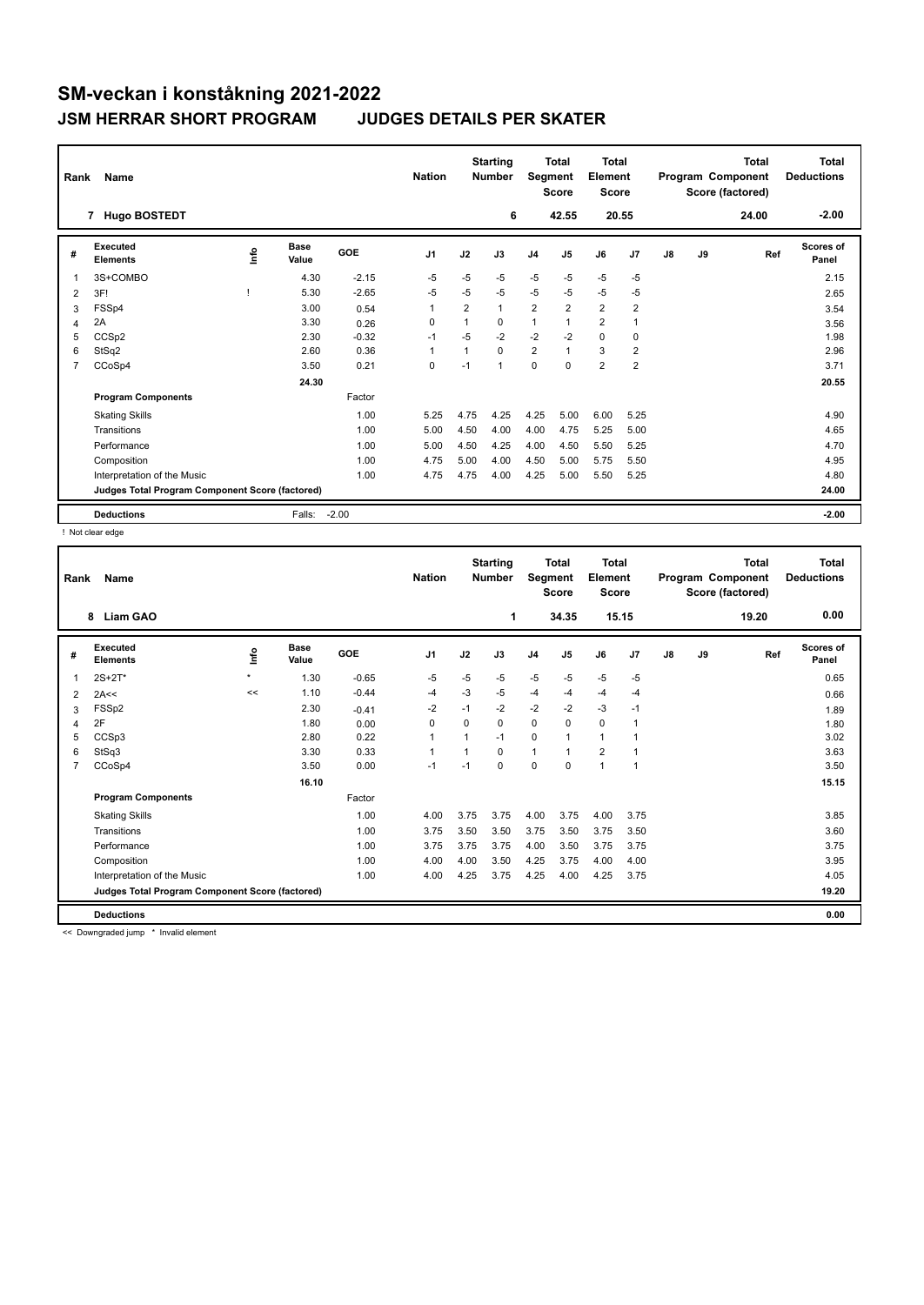# SM-veckan i konståkning 2021-2022

## JSM HERRAR SHORT PROGRAM JUDGES DETAILS PER SKATER

| Rank | Name | Nation | Starting Number | Total Segment Score | Total Element Score | Total Program Component Score (factored) | Total Deductions |
|---|---|---|---|---|---|---|---|
| 7 | Hugo BOSTEDT | | 6 | 42.55 | 20.55 | 24.00 | -2.00 |

| # | Executed Elements | Info | Base Value | GOE | J1 | J2 | J3 | J4 | J5 | J6 | J7 | J8 | J9 | Ref | Scores of Panel |
|---|---|---|---|---|---|---|---|---|---|---|---|---|---|---|---|
| 1 | 3S+COMBO | | 4.30 | -2.15 | -5 | -5 | -5 | -5 | -5 | -5 | -5 | | | | 2.15 |
| 2 | 3F! | ! | 5.30 | -2.65 | -5 | -5 | -5 | -5 | -5 | -5 | -5 | | | | 2.65 |
| 3 | FSSp4 | | 3.00 | 0.54 | 1 | 2 | 1 | 2 | 2 | 2 | 2 | | | | 3.54 |
| 4 | 2A | | 3.30 | 0.26 | 0 | 1 | 0 | 1 | 1 | 2 | 1 | | | | 3.56 |
| 5 | CCSp2 | | 2.30 | -0.32 | -1 | -5 | -2 | -2 | -2 | 0 | 0 | | | | 1.98 |
| 6 | StSq2 | | 2.60 | 0.36 | 1 | 1 | 0 | 2 | 1 | 3 | 2 | | | | 2.96 |
| 7 | CCoSp4 | | 3.50 | 0.21 | 0 | -1 | 1 | 0 | 0 | 2 | 2 | | | | 3.71 |
| | | | 24.30 | | | | | | | | | | | | 20.55 |
| | **Program Components** | | | Factor | | | | | | | | | | | |
| | Skating Skills | | | 1.00 | 5.25 | 4.75 | 4.25 | 4.25 | 5.00 | 6.00 | 5.25 | | | | 4.90 |
| | Transitions | | | 1.00 | 5.00 | 4.50 | 4.00 | 4.00 | 4.75 | 5.25 | 5.00 | | | | 4.65 |
| | Performance | | | 1.00 | 5.00 | 4.50 | 4.25 | 4.00 | 4.50 | 5.50 | 5.25 | | | | 4.70 |
| | Composition | | | 1.00 | 4.75 | 5.00 | 4.00 | 4.50 | 5.00 | 5.75 | 5.50 | | | | 4.95 |
| | Interpretation of the Music | | | 1.00 | 4.75 | 4.75 | 4.00 | 4.25 | 5.00 | 5.50 | 5.25 | | | | 4.80 |
| | **Judges Total Program Component Score (factored)** | | | | | | | | | | | | | | 24.00 |
| | **Deductions** | | Falls: | -2.00 | | | | | | | | | | | -2.00 |

! Not clear edge

| Rank | Name | Nation | Starting Number | Total Segment Score | Total Element Score | Total Program Component Score (factored) | Total Deductions |
|---|---|---|---|---|---|---|---|
| 8 | Liam GAO | | 1 | 34.35 | 15.15 | 19.20 | 0.00 |

| # | Executed Elements | Info | Base Value | GOE | J1 | J2 | J3 | J4 | J5 | J6 | J7 | J8 | J9 | Ref | Scores of Panel |
|---|---|---|---|---|---|---|---|---|---|---|---|---|---|---|---|
| 1 | 2S+2T* | * | 1.30 | -0.65 | -5 | -5 | -5 | -5 | -5 | -5 | -5 | | | | 0.65 |
| 2 | 2A<< | << | 1.10 | -0.44 | -4 | -3 | -5 | -4 | -4 | -4 | -4 | | | | 0.66 |
| 3 | FSSp2 | | 2.30 | -0.41 | -2 | -1 | -2 | -2 | -2 | -3 | -1 | | | | 1.89 |
| 4 | 2F | | 1.80 | 0.00 | 0 | 0 | 0 | 0 | 0 | 0 | 1 | | | | 1.80 |
| 5 | CCSp3 | | 2.80 | 0.22 | 1 | 1 | -1 | 0 | 1 | 1 | 1 | | | | 3.02 |
| 6 | StSq3 | | 3.30 | 0.33 | 1 | 1 | 0 | 1 | 1 | 2 | 1 | | | | 3.63 |
| 7 | CCoSp4 | | 3.50 | 0.00 | -1 | -1 | 0 | 0 | 0 | 1 | 1 | | | | 3.50 |
| | | | 16.10 | | | | | | | | | | | | 15.15 |
| | **Program Components** | | | Factor | | | | | | | | | | | |
| | Skating Skills | | | 1.00 | 4.00 | 3.75 | 3.75 | 4.00 | 3.75 | 4.00 | 3.75 | | | | 3.85 |
| | Transitions | | | 1.00 | 3.75 | 3.50 | 3.50 | 3.75 | 3.50 | 3.75 | 3.50 | | | | 3.60 |
| | Performance | | | 1.00 | 3.75 | 3.75 | 3.75 | 4.00 | 3.50 | 3.75 | 3.75 | | | | 3.75 |
| | Composition | | | 1.00 | 4.00 | 4.00 | 3.50 | 4.25 | 3.75 | 4.00 | 4.00 | | | | 3.95 |
| | Interpretation of the Music | | | 1.00 | 4.00 | 4.25 | 3.75 | 4.25 | 4.00 | 4.25 | 3.75 | | | | 4.05 |
| | **Judges Total Program Component Score (factored)** | | | | | | | | | | | | | | 19.20 |
| | **Deductions** | | | | | | | | | | | | | | 0.00 |

<< Downgraded jump * Invalid element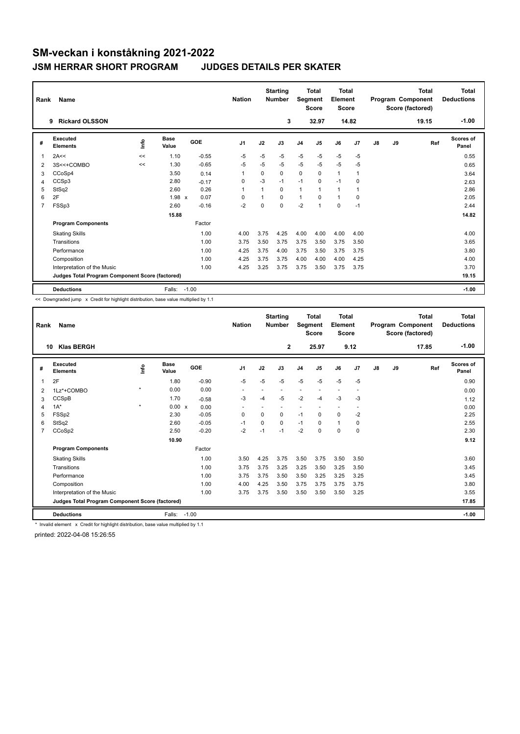# SM-veckan i konståkning 2021-2022

## JSM HERRAR SHORT PROGRAM JUDGES DETAILS PER SKATER

| Rank | Name | Nation | Starting Number | Total Segment Score | Total Element Score | Total Program Component Score (factored) | Total Deductions |
|---|---|---|---|---|---|---|---|
| 9 | Rickard OLSSON | | 3 | 32.97 | 14.82 | 19.15 | -1.00 |

| # | Executed Elements | Info | Base Value | | GOE | J1 | J2 | J3 | J4 | J5 | J6 | J7 | J8 | J9 | Ref | Scores of Panel |
|---|---|---|---|---|---|---|---|---|---|---|---|---|---|---|---|---|
| 1 | 2A<< | << | 1.10 | | -0.55 | -5 | -5 | -5 | -5 | -5 | -5 | -5 | | | | 0.55 |
| 2 | 3S<<+COMBO | << | 1.30 | | -0.65 | -5 | -5 | -5 | -5 | -5 | -5 | -5 | | | | 0.65 |
| 3 | CCoSp4 | | 3.50 | | 0.14 | 1 | 0 | 0 | 0 | 0 | 1 | 1 | | | | 3.64 |
| 4 | CCSp3 | | 2.80 | | -0.17 | 0 | -3 | -1 | -1 | 0 | -1 | 0 | | | | 2.63 |
| 5 | StSq2 | | 2.60 | | 0.26 | 1 | 1 | 0 | 1 | 1 | 1 | 1 | | | | 2.86 |
| 6 | 2F | | 1.98 | x | 0.07 | 0 | 1 | 0 | 1 | 0 | 1 | 0 | | | | 2.05 |
| 7 | FSSp3 | | 2.60 | | -0.16 | -2 | 0 | 0 | -2 | 1 | 0 | -1 | | | | 2.44 |
| | | | 15.88 | | | | | | | | | | | | | 14.82 |
| | **Program Components** | | | | Factor | | | | | | | | | | | |
| | Skating Skills | | | | 1.00 | 4.00 | 3.75 | 4.25 | 4.00 | 4.00 | 4.00 | 4.00 | | | | 4.00 |
| | Transitions | | | | 1.00 | 3.75 | 3.50 | 3.75 | 3.75 | 3.50 | 3.75 | 3.50 | | | | 3.65 |
| | Performance | | | | 1.00 | 4.25 | 3.75 | 4.00 | 3.75 | 3.50 | 3.75 | 3.75 | | | | 3.80 |
| | Composition | | | | 1.00 | 4.25 | 3.75 | 3.75 | 4.00 | 4.00 | 4.00 | 4.25 | | | | 4.00 |
| | Interpretation of the Music | | | | 1.00 | 4.25 | 3.25 | 3.75 | 3.75 | 3.50 | 3.75 | 3.75 | | | | 3.70 |
| | **Judges Total Program Component Score (factored)** | | | | | | | | | | | | | | | 19.15 |
| | **Deductions** | | Falls: | | -1.00 | | | | | | | | | | | -1.00 |

<< Downgraded jump x Credit for highlight distribution, base value multiplied by 1.1

| Rank | Name | Nation | Starting Number | Total Segment Score | Total Element Score | Total Program Component Score (factored) | Total Deductions |
|---|---|---|---|---|---|---|---|
| 10 | Klas BERGH | | 2 | 25.97 | 9.12 | 17.85 | -1.00 |

| # | Executed Elements | Info | Base Value | | GOE | J1 | J2 | J3 | J4 | J5 | J6 | J7 | J8 | J9 | Ref | Scores of Panel |
|---|---|---|---|---|---|---|---|---|---|---|---|---|---|---|---|---|
| 1 | 2F | | 1.80 | | -0.90 | -5 | -5 | -5 | -5 | -5 | -5 | -5 | | | | 0.90 |
| 2 | 1Lz*+COMBO | * | 0.00 | | 0.00 | - | - | - | - | - | - | - | | | | 0.00 |
| 3 | CCSpB | | 1.70 | | -0.58 | -3 | -4 | -5 | -2 | -4 | -3 | -3 | | | | 1.12 |
| 4 | 1A* | * | 0.00 | x | 0.00 | - | - | - | - | - | - | - | | | | 0.00 |
| 5 | FSSp2 | | 2.30 | | -0.05 | 0 | 0 | 0 | -1 | 0 | 0 | -2 | | | | 2.25 |
| 6 | StSq2 | | 2.60 | | -0.05 | -1 | 0 | 0 | -1 | 0 | 1 | 0 | | | | 2.55 |
| 7 | CCoSp2 | | 2.50 | | -0.20 | -2 | -1 | -1 | -2 | 0 | 0 | 0 | | | | 2.30 |
| | | | 10.90 | | | | | | | | | | | | | 9.12 |
| | **Program Components** | | | | Factor | | | | | | | | | | | |
| | Skating Skills | | | | 1.00 | 3.50 | 4.25 | 3.75 | 3.50 | 3.75 | 3.50 | 3.50 | | | | 3.60 |
| | Transitions | | | | 1.00 | 3.75 | 3.75 | 3.25 | 3.25 | 3.50 | 3.25 | 3.50 | | | | 3.45 |
| | Performance | | | | 1.00 | 3.75 | 3.75 | 3.50 | 3.50 | 3.25 | 3.25 | 3.25 | | | | 3.45 |
| | Composition | | | | 1.00 | 4.00 | 4.25 | 3.50 | 3.75 | 3.75 | 3.75 | 3.75 | | | | 3.80 |
| | Interpretation of the Music | | | | 1.00 | 3.75 | 3.75 | 3.50 | 3.50 | 3.50 | 3.50 | 3.25 | | | | 3.55 |
| | **Judges Total Program Component Score (factored)** | | | | | | | | | | | | | | | 17.85 |
| | **Deductions** | | Falls: | | -1.00 | | | | | | | | | | | -1.00 |

* Invalid element x Credit for highlight distribution, base value multiplied by 1.1

printed: 2022-04-08 15:26:55